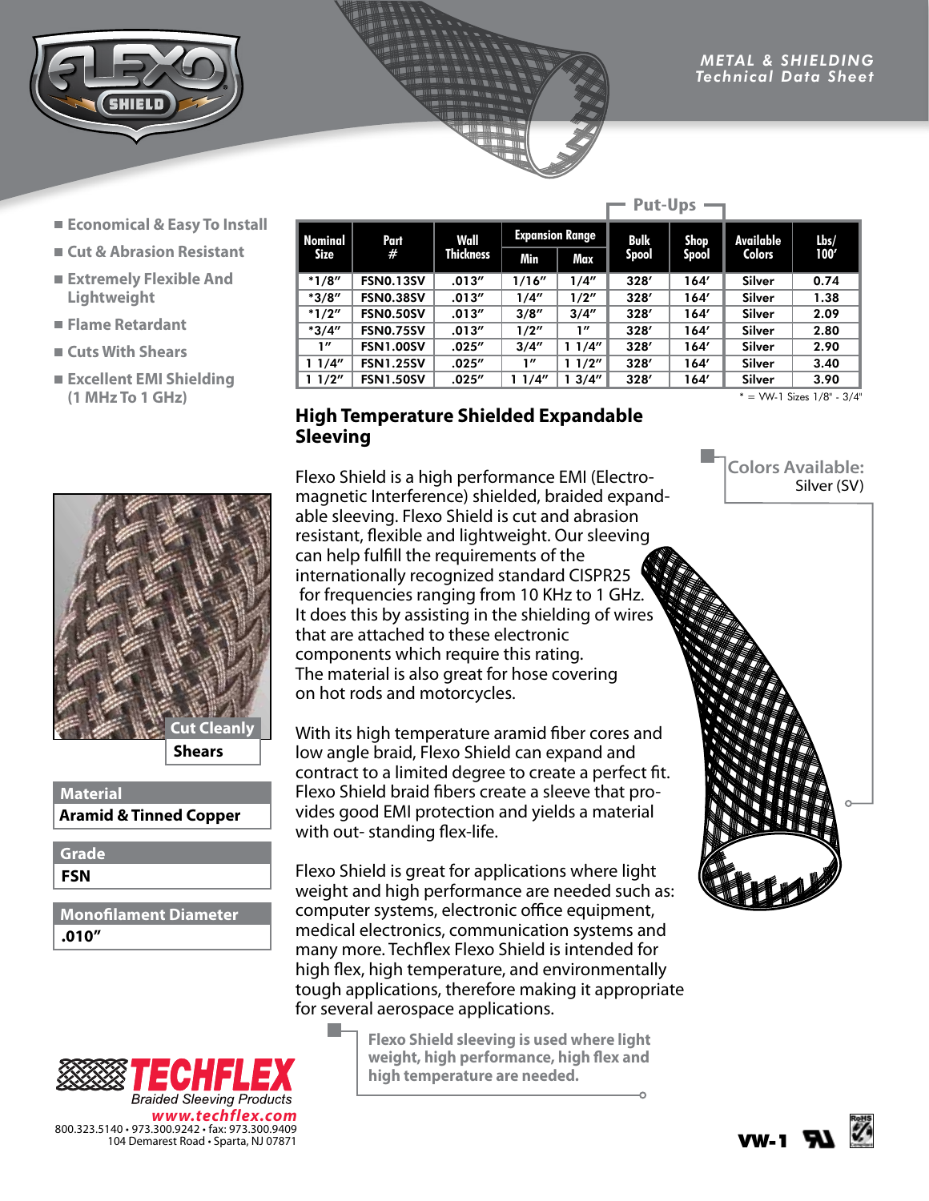METAL & SHIELDING
Technical Data Sheet

- Economical & Easy To Install
- Cut & Abrasion Resistant
- Extremely Flexible And Lightweight
- Flame Retardant
- Cuts With Shears
- Excellent EMI Shielding (1 MHz To 1 GHz)

| Nominal Size | Part # | Wall Thickness | Expansion Range | | Put-Ups | | Available Colors | Lbs/ 100′ |
|---|---|---|---|---|---|---|---|---|
| | | | Min | Max | Bulk Spool | Shop Spool | | |
| *1/8″ | FSN0.13SV | .013″ | 1/16″ | 1/4″ | 328′ | 164′ | Silver | 0.74 |
| *3/8″ | FSN0.38SV | .013″ | 1/4″ | 1/2″ | 328′ | 164′ | Silver | 1.38 |
| *1/2″ | FSN0.50SV | .013″ | 3/8″ | 3/4″ | 328′ | 164′ | Silver | 2.09 |
| *3/4″ | FSN0.75SV | .013″ | 1/2″ | 1″ | 328′ | 164′ | Silver | 2.80 |
| 1″ | FSN1.00SV | .025″ | 3/4″ | 1 1/4″ | 328′ | 164′ | Silver | 2.90 |
| 1 1/4″ | FSN1.25SV | .025″ | 1″ | 1 1/2″ | 328′ | 164′ | Silver | 3.40 |
| 1 1/2″ | FSN1.50SV | .025″ | 1 1/4″ | 1 3/4″ | 328′ | 164′ | Silver | 3.90 |

* = VW-1 Sizes 1/8" - 3/4"

## High Temperature Shielded Expandable Sleeving

Flexo Shield is a high performance EMI (Electro-magnetic Interference) shielded, braided expandable sleeving. Flexo Shield is cut and abrasion resistant, flexible and lightweight. Our sleeving can help fulfill the requirements of the internationally recognized standard CISPR25 for frequencies ranging from 10 KHz to 1 GHz. It does this by assisting in the shielding of wires that are attached to these electronic components which require this rating. The material is also great for hose covering on hot rods and motorcycles.

With its high temperature aramid fiber cores and low angle braid, Flexo Shield can expand and contract to a limited degree to create a perfect fit. Flexo Shield braid fibers create a sleeve that provides good EMI protection and yields a material with out- standing flex-life.

Flexo Shield is great for applications where light weight and high performance are needed such as: computer systems, electronic office equipment, medical electronics, communication systems and many more. Techflex Flexo Shield is intended for high flex, high temperature, and environmentally tough applications, therefore making it appropriate for several aerospace applications.

**Colors Available:**
Silver (SV)

**Cut Cleanly**
**Shears**

| Material |
|---|
| Aramid & Tinned Copper |

| Grade |
|---|
| FSN |

| Monofilament Diameter |
|---|
| .010″ |

**Flexo Shield sleeving is used where light weight, high performance, high flex and high temperature are needed.**

TECHFLEX
Braided Sleeving Products
www.techflex.com
800.323.5140 • 973.300.9242 • fax: 973.300.9409
104 Demarest Road • Sparta, NJ 07871

VW-1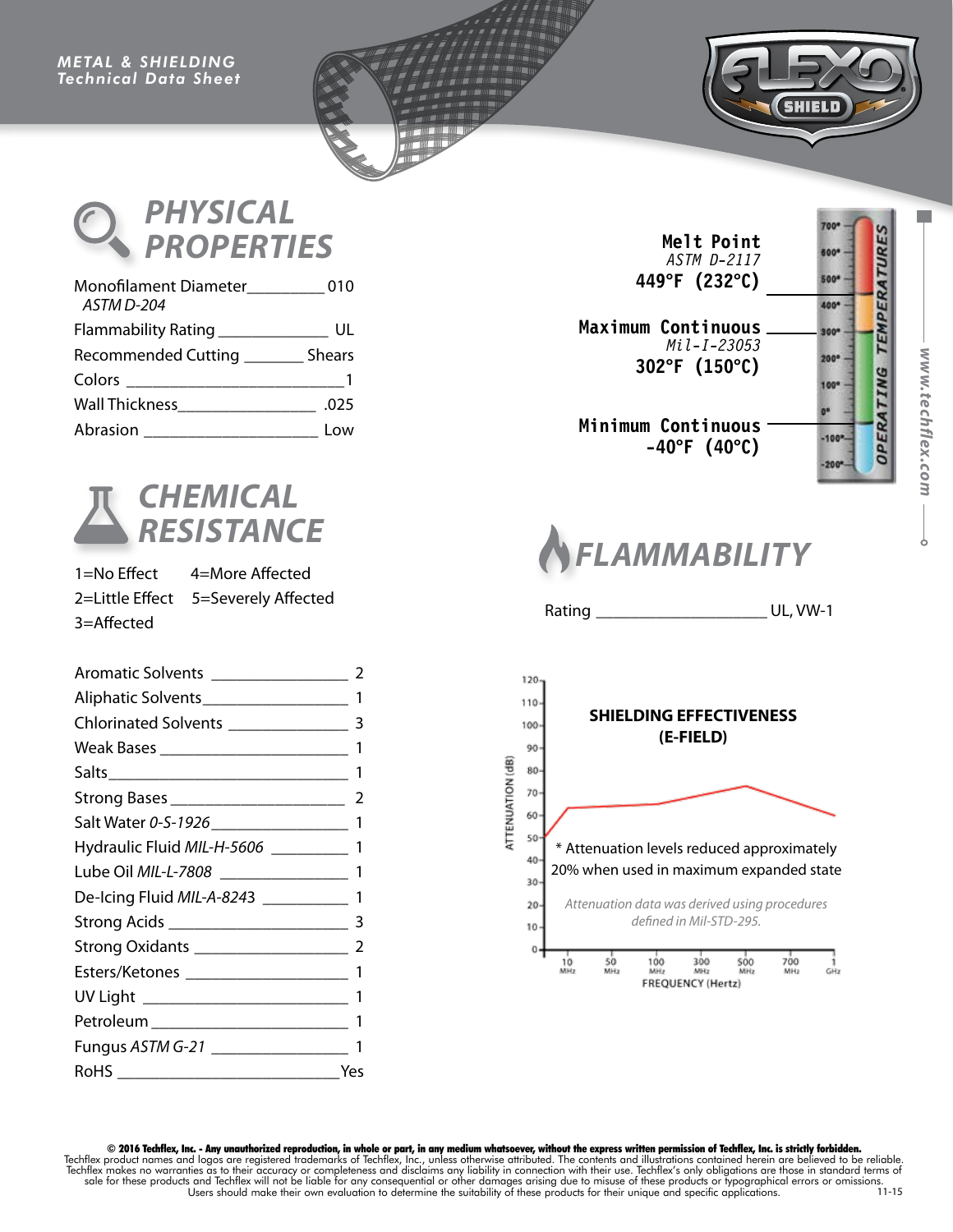METAL & SHIELDING
Technical Data Sheet

# PHYSICAL PROPERTIES

| | |
|---|---|
| Monofilament Diameter *ASTM D-204* | 010 |
| Flammability Rating | UL |
| Recommended Cutting | Shears |
| Colors | 1 |
| Wall Thickness | .025 |
| Abrasion | Low |

# CHEMICAL RESISTANCE

1=No Effect
2=Little Effect
3=Affected
4=More Affected
5=Severely Affected

| | |
|---|---|
| Aromatic Solvents | 2 |
| Aliphatic Solvents | 1 |
| Chlorinated Solvents | 3 |
| Weak Bases | 1 |
| Salts | 1 |
| Strong Bases | 2 |
| Salt Water *0-S-1926* | 1 |
| Hydraulic Fluid *MIL-H-5606* | 1 |
| Lube Oil *MIL-L-7808* | 1 |
| De-Icing Fluid *MIL-A-8243* | 1 |
| Strong Acids | 3 |
| Strong Oxidants | 2 |
| Esters/Ketones | 1 |
| UV Light | 1 |
| Petroleum | 1 |
| Fungus *ASTM G-21* | 1 |
| RoHS | Yes |

**Melt Point**
*ASTM D-2117*
**449°F (232°C)**

**Maximum Continuous**
*Mil-I-23053*
**302°F (150°C)**

**Minimum Continuous**
**-40°F (40°C)**

OPERATING TEMPERATURES
700° 600° 500° 400° 300° 200° 100° 0° -100° -200°

www.techflex.com

# FLAMMABILITY

| | |
|---|---|
| Rating | UL, VW-1 |

SHIELDING EFFECTIVENESS (E-FIELD)

ATTENUATION (dB)
120 110 100 90 80 70 60 50 40 30 20 10 0

FREQUENCY (Hertz)
10 MHz, 50 MHz, 100 MHz, 300 MHz, 500 MHz, 700 MHz, 1 GHz

* Attenuation levels reduced approximately 20% when used in maximum expanded state

*Attenuation data was derived using procedures defined in Mil-STD-295.*

**© 2016 Techflex, Inc. - Any unauthorized reproduction, in whole or part, in any medium whatsoever, without the express written permission of Techflex, Inc. is strictly forbidden.**
Techflex product names and logos are registered trademarks of Techflex, Inc., unless otherwise attributed. The contents and illustrations contained herein are believed to be reliable. Techflex makes no warranties as to their accuracy or completeness and disclaims any liability in connection with their use. Techflex's only obligations are those in standard terms of sale for these products and Techflex will not be liable for any consequential or other damages arising due to misuse of these products or typographical errors or omissions. Users should make their own evaluation to determine the suitability of these products for their unique and specific applications.
11-15